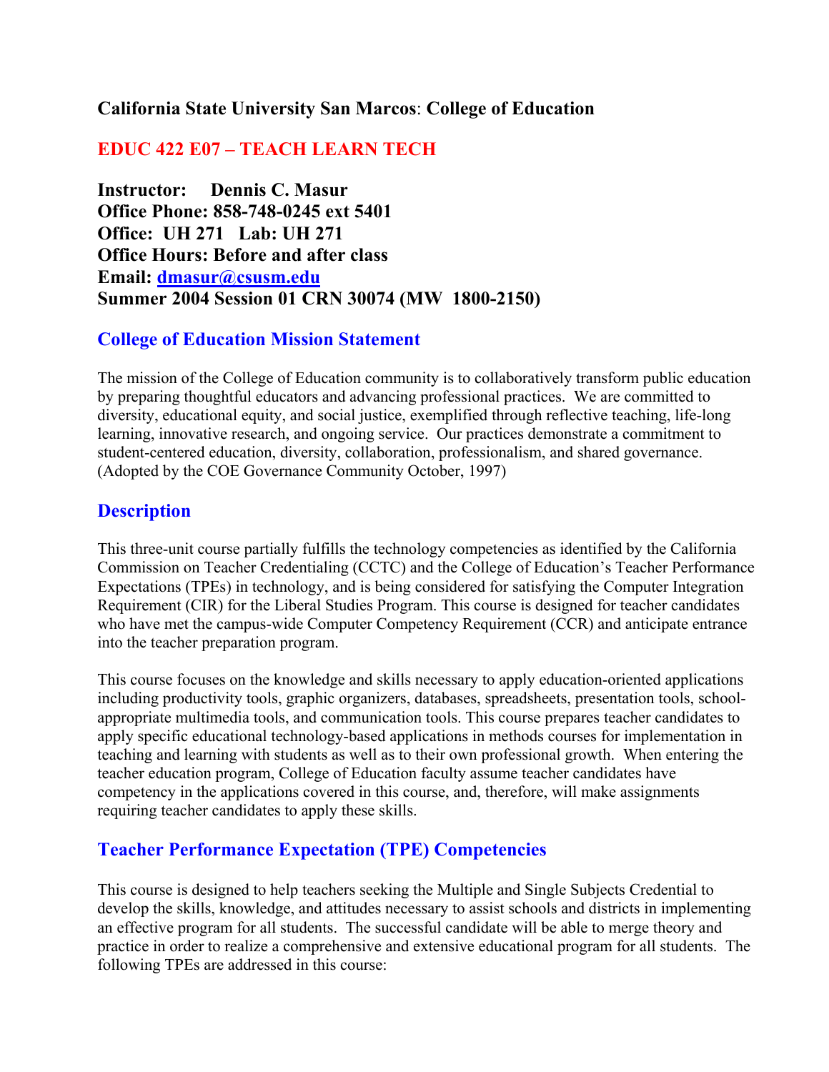### California State University San Marcos: College of Education

## EDUC 422 E07 – TEACH LEARN TECH

**Instructor: Dennis C. Masur**
**Office Phone: 858-748-0245 ext 5401**
**Office: UH 271 Lab: UH 271**
**Office Hours: Before and after class**
**Email: dmasur@csusm.edu**
**Summer 2004 Session 01 CRN 30074 (MW 1800-2150)**

## College of Education Mission Statement

The mission of the College of Education community is to collaboratively transform public education by preparing thoughtful educators and advancing professional practices. We are committed to diversity, educational equity, and social justice, exemplified through reflective teaching, life-long learning, innovative research, and ongoing service. Our practices demonstrate a commitment to student-centered education, diversity, collaboration, professionalism, and shared governance. (Adopted by the COE Governance Community October, 1997)

## Description

This three-unit course partially fulfills the technology competencies as identified by the California Commission on Teacher Credentialing (CCTC) and the College of Education's Teacher Performance Expectations (TPEs) in technology, and is being considered for satisfying the Computer Integration Requirement (CIR) for the Liberal Studies Program. This course is designed for teacher candidates who have met the campus-wide Computer Competency Requirement (CCR) and anticipate entrance into the teacher preparation program.

This course focuses on the knowledge and skills necessary to apply education-oriented applications including productivity tools, graphic organizers, databases, spreadsheets, presentation tools, school-appropriate multimedia tools, and communication tools. This course prepares teacher candidates to apply specific educational technology-based applications in methods courses for implementation in teaching and learning with students as well as to their own professional growth. When entering the teacher education program, College of Education faculty assume teacher candidates have competency in the applications covered in this course, and, therefore, will make assignments requiring teacher candidates to apply these skills.

## Teacher Performance Expectation (TPE) Competencies

This course is designed to help teachers seeking the Multiple and Single Subjects Credential to develop the skills, knowledge, and attitudes necessary to assist schools and districts in implementing an effective program for all students. The successful candidate will be able to merge theory and practice in order to realize a comprehensive and extensive educational program for all students. The following TPEs are addressed in this course: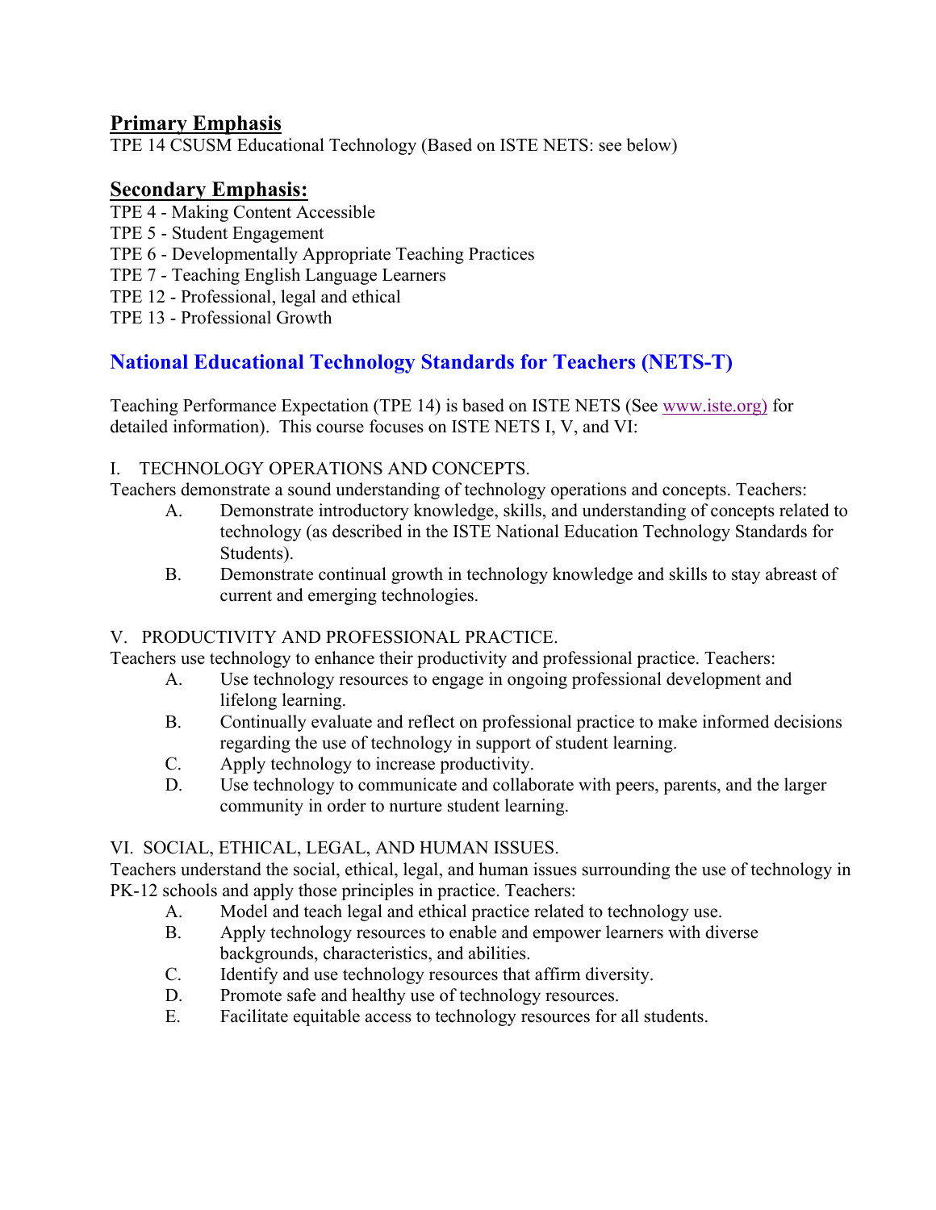## Primary Emphasis

TPE 14 CSUSM Educational Technology (Based on ISTE NETS: see below)

## Secondary Emphasis:

TPE 4 - Making Content Accessible
TPE 5 - Student Engagement
TPE 6 - Developmentally Appropriate Teaching Practices
TPE 7 - Teaching English Language Learners
TPE 12 - Professional, legal and ethical
TPE 13 - Professional Growth

## National Educational Technology Standards for Teachers (NETS-T)

Teaching Performance Expectation (TPE 14) is based on ISTE NETS (See www.iste.org) for detailed information). This course focuses on ISTE NETS I, V, and VI:

I. TECHNOLOGY OPERATIONS AND CONCEPTS.
Teachers demonstrate a sound understanding of technology operations and concepts. Teachers:

- A. Demonstrate introductory knowledge, skills, and understanding of concepts related to technology (as described in the ISTE National Education Technology Standards for Students).
- B. Demonstrate continual growth in technology knowledge and skills to stay abreast of current and emerging technologies.

V. PRODUCTIVITY AND PROFESSIONAL PRACTICE.
Teachers use technology to enhance their productivity and professional practice. Teachers:

- A. Use technology resources to engage in ongoing professional development and lifelong learning.
- B. Continually evaluate and reflect on professional practice to make informed decisions regarding the use of technology in support of student learning.
- C. Apply technology to increase productivity.
- D. Use technology to communicate and collaborate with peers, parents, and the larger community in order to nurture student learning.

VI. SOCIAL, ETHICAL, LEGAL, AND HUMAN ISSUES.
Teachers understand the social, ethical, legal, and human issues surrounding the use of technology in PK-12 schools and apply those principles in practice. Teachers:

- A. Model and teach legal and ethical practice related to technology use.
- B. Apply technology resources to enable and empower learners with diverse backgrounds, characteristics, and abilities.
- C. Identify and use technology resources that affirm diversity.
- D. Promote safe and healthy use of technology resources.
- E. Facilitate equitable access to technology resources for all students.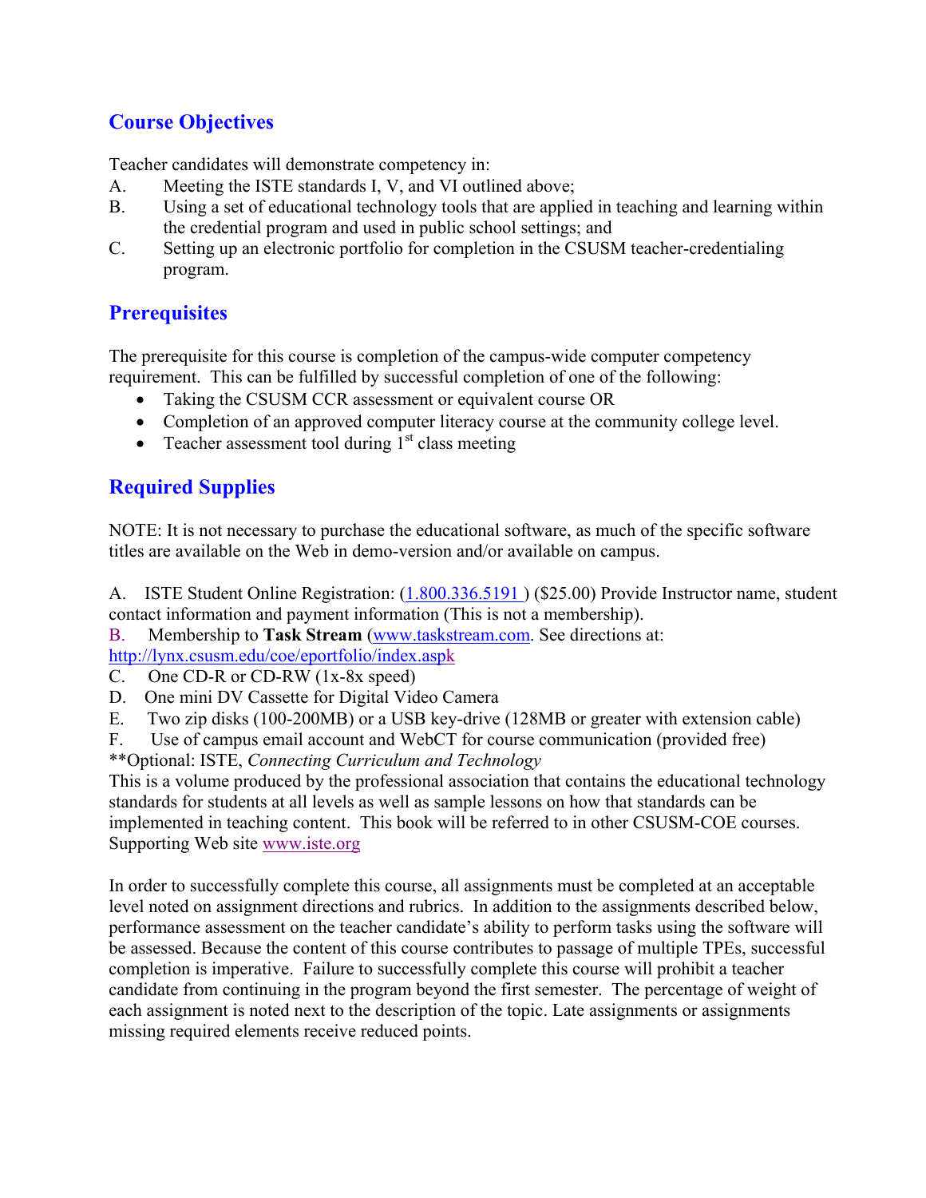## Course Objectives

Teacher candidates will demonstrate competency in:

A. Meeting the ISTE standards I, V, and VI outlined above;
B. Using a set of educational technology tools that are applied in teaching and learning within the credential program and used in public school settings; and
C. Setting up an electronic portfolio for completion in the CSUSM teacher-credentialing program.

## Prerequisites

The prerequisite for this course is completion of the campus-wide computer competency requirement. This can be fulfilled by successful completion of one of the following:

- Taking the CSUSM CCR assessment or equivalent course OR
- Completion of an approved computer literacy course at the community college level.
- Teacher assessment tool during 1st class meeting

## Required Supplies

NOTE: It is not necessary to purchase the educational software, as much of the specific software titles are available on the Web in demo-version and/or available on campus.

A. ISTE Student Online Registration: (1.800.336.5191 ) ($25.00) Provide Instructor name, student contact information and payment information (This is not a membership).
B. Membership to **Task Stream** (www.taskstream.com. See directions at: http://lynx.csusm.edu/coe/eportfolio/index.aspk
C. One CD-R or CD-RW (1x-8x speed)
D. One mini DV Cassette for Digital Video Camera
E. Two zip disks (100-200MB) or a USB key-drive (128MB or greater with extension cable)
F. Use of campus email account and WebCT for course communication (provided free)

**Optional: ISTE, *Connecting Curriculum and Technology*
This is a volume produced by the professional association that contains the educational technology standards for students at all levels as well as sample lessons on how that standards can be implemented in teaching content. This book will be referred to in other CSUSM-COE courses. Supporting Web site www.iste.org

In order to successfully complete this course, all assignments must be completed at an acceptable level noted on assignment directions and rubrics. In addition to the assignments described below, performance assessment on the teacher candidate's ability to perform tasks using the software will be assessed. Because the content of this course contributes to passage of multiple TPEs, successful completion is imperative. Failure to successfully complete this course will prohibit a teacher candidate from continuing in the program beyond the first semester. The percentage of weight of each assignment is noted next to the description of the topic. Late assignments or assignments missing required elements receive reduced points.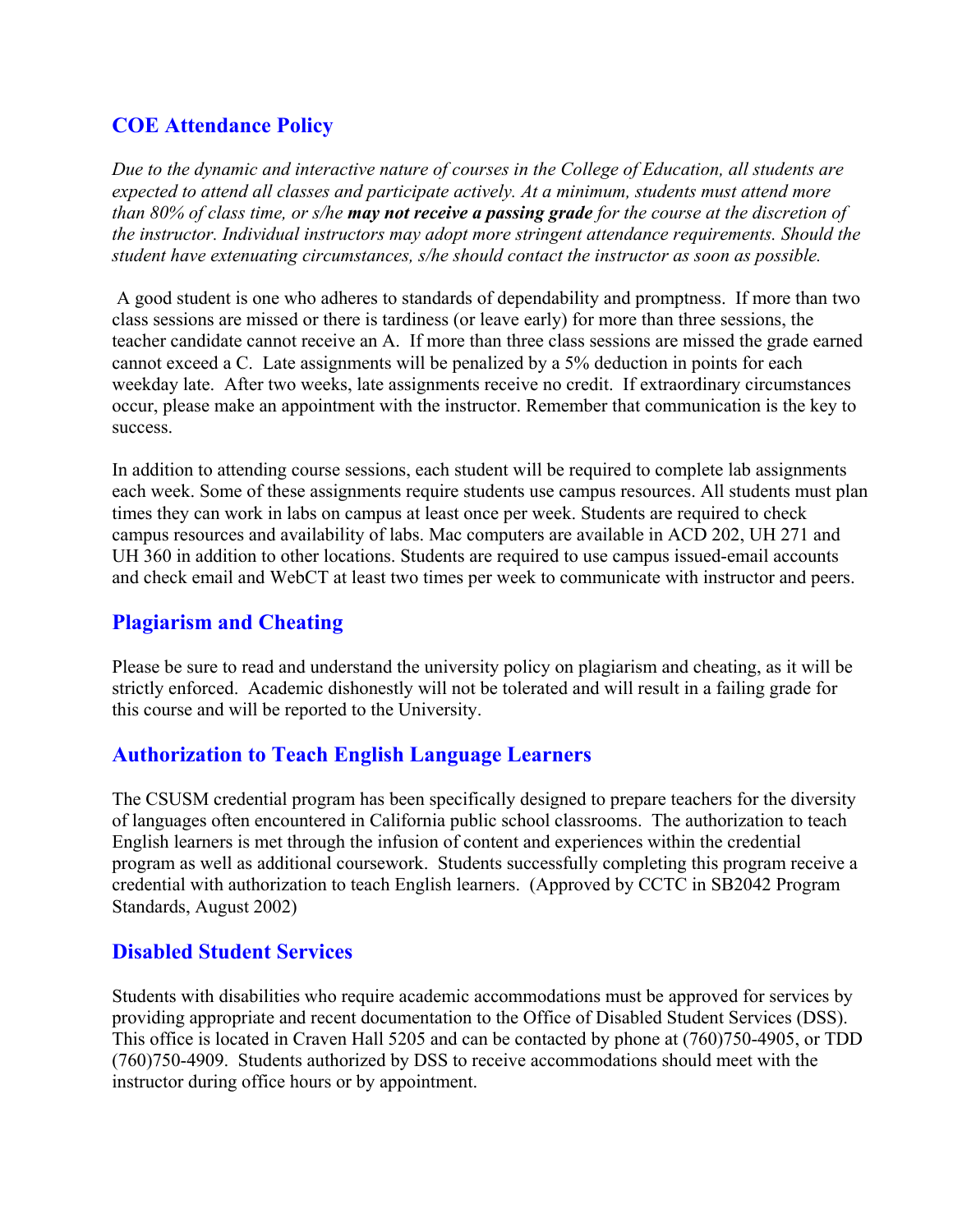## COE Attendance Policy

*Due to the dynamic and interactive nature of courses in the College of Education, all students are expected to attend all classes and participate actively. At a minimum, students must attend more than 80% of class time, or s/he* ***may not receive a passing grade*** *for the course at the discretion of the instructor. Individual instructors may adopt more stringent attendance requirements. Should the student have extenuating circumstances, s/he should contact the instructor as soon as possible.*

A good student is one who adheres to standards of dependability and promptness. If more than two class sessions are missed or there is tardiness (or leave early) for more than three sessions, the teacher candidate cannot receive an A. If more than three class sessions are missed the grade earned cannot exceed a C. Late assignments will be penalized by a 5% deduction in points for each weekday late. After two weeks, late assignments receive no credit. If extraordinary circumstances occur, please make an appointment with the instructor. Remember that communication is the key to success.

In addition to attending course sessions, each student will be required to complete lab assignments each week. Some of these assignments require students use campus resources. All students must plan times they can work in labs on campus at least once per week. Students are required to check campus resources and availability of labs. Mac computers are available in ACD 202, UH 271 and UH 360 in addition to other locations. Students are required to use campus issued-email accounts and check email and WebCT at least two times per week to communicate with instructor and peers.

## Plagiarism and Cheating

Please be sure to read and understand the university policy on plagiarism and cheating, as it will be strictly enforced. Academic dishonestly will not be tolerated and will result in a failing grade for this course and will be reported to the University.

## Authorization to Teach English Language Learners

The CSUSM credential program has been specifically designed to prepare teachers for the diversity of languages often encountered in California public school classrooms. The authorization to teach English learners is met through the infusion of content and experiences within the credential program as well as additional coursework. Students successfully completing this program receive a credential with authorization to teach English learners. (Approved by CCTC in SB2042 Program Standards, August 2002)

## Disabled Student Services

Students with disabilities who require academic accommodations must be approved for services by providing appropriate and recent documentation to the Office of Disabled Student Services (DSS). This office is located in Craven Hall 5205 and can be contacted by phone at (760)750-4905, or TDD (760)750-4909. Students authorized by DSS to receive accommodations should meet with the instructor during office hours or by appointment.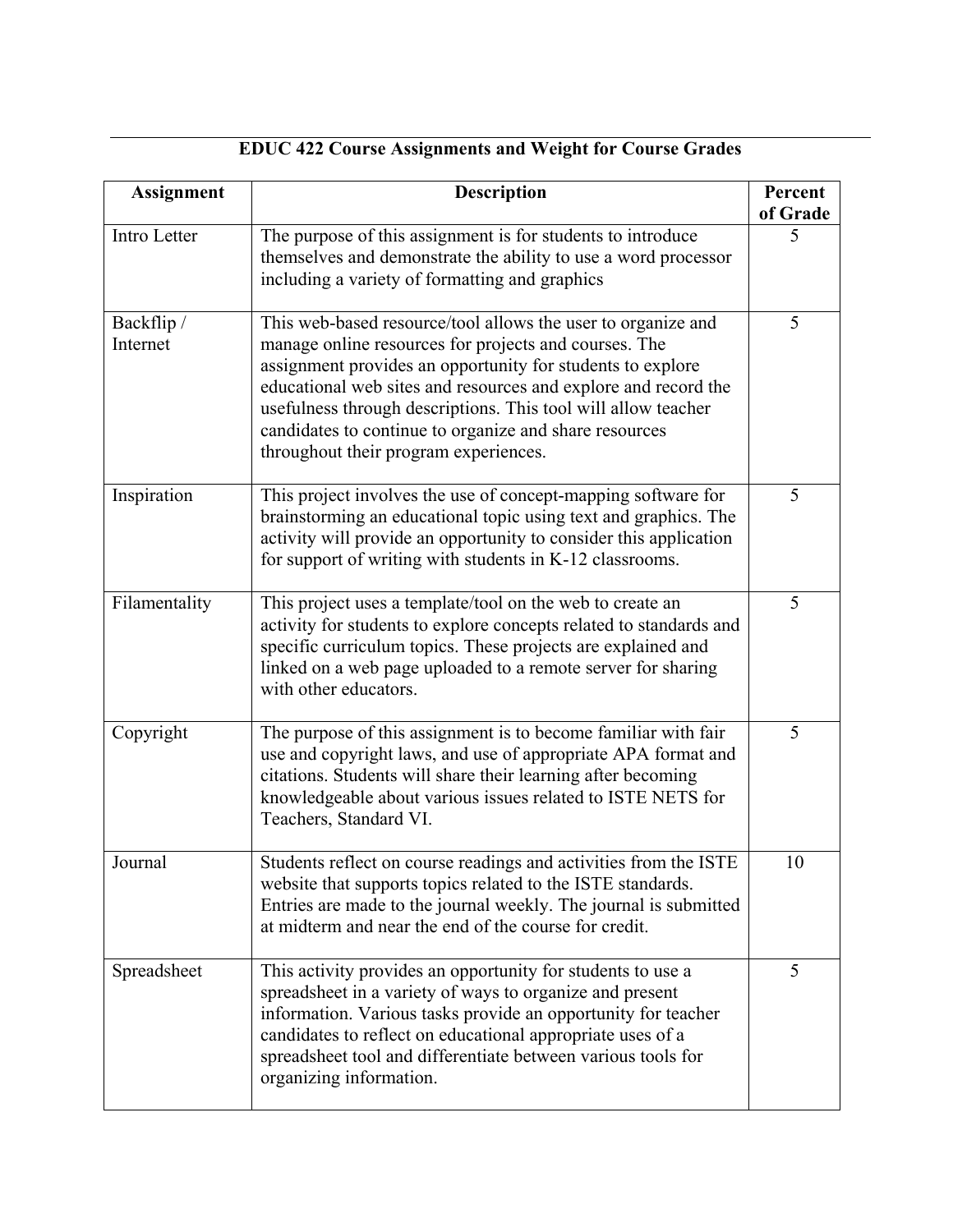## EDUC 422 Course Assignments and Weight for Course Grades

| Assignment | Description | Percent of Grade |
|---|---|---|
| Intro Letter | The purpose of this assignment is for students to introduce themselves and demonstrate the ability to use a word processor including a variety of formatting and graphics | 5 |
| Backflip / Internet | This web-based resource/tool allows the user to organize and manage online resources for projects and courses. The assignment provides an opportunity for students to explore educational web sites and resources and explore and record the usefulness through descriptions. This tool will allow teacher candidates to continue to organize and share resources throughout their program experiences. | 5 |
| Inspiration | This project involves the use of concept-mapping software for brainstorming an educational topic using text and graphics. The activity will provide an opportunity to consider this application for support of writing with students in K-12 classrooms. | 5 |
| Filamentality | This project uses a template/tool on the web to create an activity for students to explore concepts related to standards and specific curriculum topics. These projects are explained and linked on a web page uploaded to a remote server for sharing with other educators. | 5 |
| Copyright | The purpose of this assignment is to become familiar with fair use and copyright laws, and use of appropriate APA format and citations. Students will share their learning after becoming knowledgeable about various issues related to ISTE NETS for Teachers, Standard VI. | 5 |
| Journal | Students reflect on course readings and activities from the ISTE website that supports topics related to the ISTE standards. Entries are made to the journal weekly. The journal is submitted at midterm and near the end of the course for credit. | 10 |
| Spreadsheet | This activity provides an opportunity for students to use a spreadsheet in a variety of ways to organize and present information. Various tasks provide an opportunity for teacher candidates to reflect on educational appropriate uses of a spreadsheet tool and differentiate between various tools for organizing information. | 5 |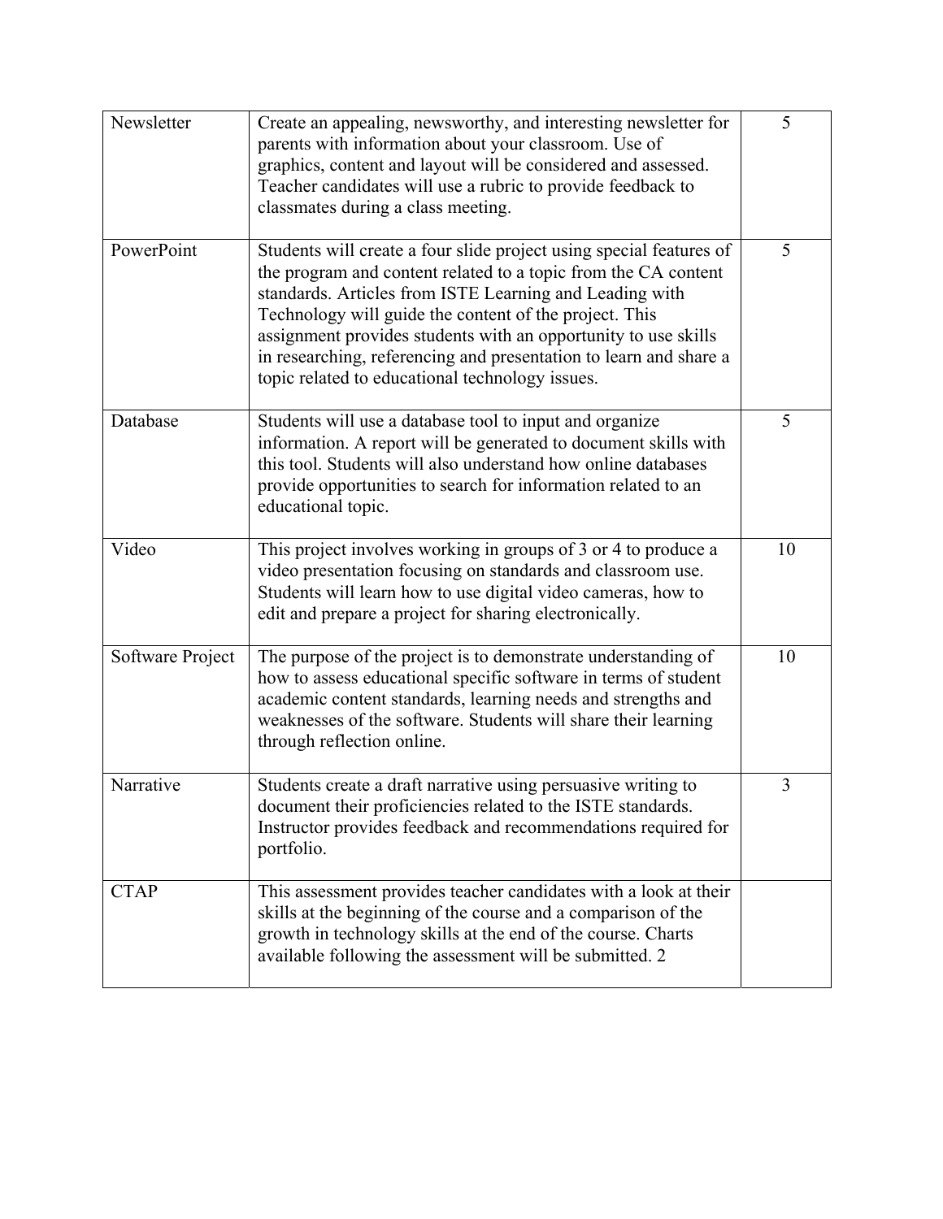| | | |
|---|---|---|
| Newsletter | Create an appealing, newsworthy, and interesting newsletter for parents with information about your classroom. Use of graphics, content and layout will be considered and assessed. Teacher candidates will use a rubric to provide feedback to classmates during a class meeting. | 5 |
| PowerPoint | Students will create a four slide project using special features of the program and content related to a topic from the CA content standards. Articles from ISTE Learning and Leading with Technology will guide the content of the project. This assignment provides students with an opportunity to use skills in researching, referencing and presentation to learn and share a topic related to educational technology issues. | 5 |
| Database | Students will use a database tool to input and organize information. A report will be generated to document skills with this tool. Students will also understand how online databases provide opportunities to search for information related to an educational topic. | 5 |
| Video | This project involves working in groups of 3 or 4 to produce a video presentation focusing on standards and classroom use. Students will learn how to use digital video cameras, how to edit and prepare a project for sharing electronically. | 10 |
| Software Project | The purpose of the project is to demonstrate understanding of how to assess educational specific software in terms of student academic content standards, learning needs and strengths and weaknesses of the software. Students will share their learning through reflection online. | 10 |
| Narrative | Students create a draft narrative using persuasive writing to document their proficiencies related to the ISTE standards. Instructor provides feedback and recommendations required for portfolio. | 3 |
| CTAP | This assessment provides teacher candidates with a look at their skills at the beginning of the course and a comparison of the growth in technology skills at the end of the course. Charts available following the assessment will be submitted. 2 | |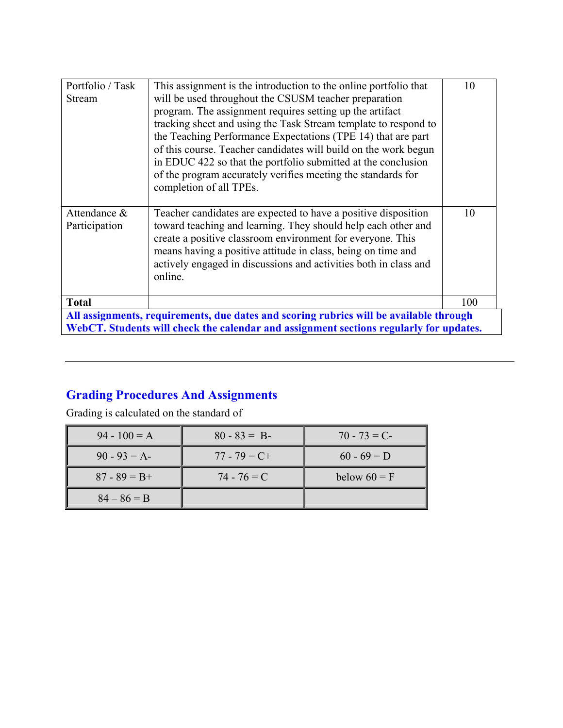| | | |
|---|---|---|
| Portfolio / Task Stream | This assignment is the introduction to the online portfolio that will be used throughout the CSUSM teacher preparation program. The assignment requires setting up the artifact tracking sheet and using the Task Stream template to respond to the Teaching Performance Expectations (TPE 14) that are part of this course. Teacher candidates will build on the work begun in EDUC 422 so that the portfolio submitted at the conclusion of the program accurately verifies meeting the standards for completion of all TPEs. | 10 |
| Attendance & Participation | Teacher candidates are expected to have a positive disposition toward teaching and learning. They should help each other and create a positive classroom environment for everyone. This means having a positive attitude in class, being on time and actively engaged in discussions and activities both in class and online. | 10 |
| **Total** | | 100 |

**All assignments, requirements, due dates and scoring rubrics will be available through WebCT. Students will check the calendar and assignment sections regularly for updates.**

---

## Grading Procedures And Assignments

Grading is calculated on the standard of

| | | |
|---|---|---|
| 94 - 100 = A | 80 - 83 = B- | 70 - 73 = C- |
| 90 - 93 = A- | 77 - 79 = C+ | 60 - 69 = D |
| 87 - 89 = B+ | 74 - 76 = C | below 60 = F |
| 84 – 86 = B | | |